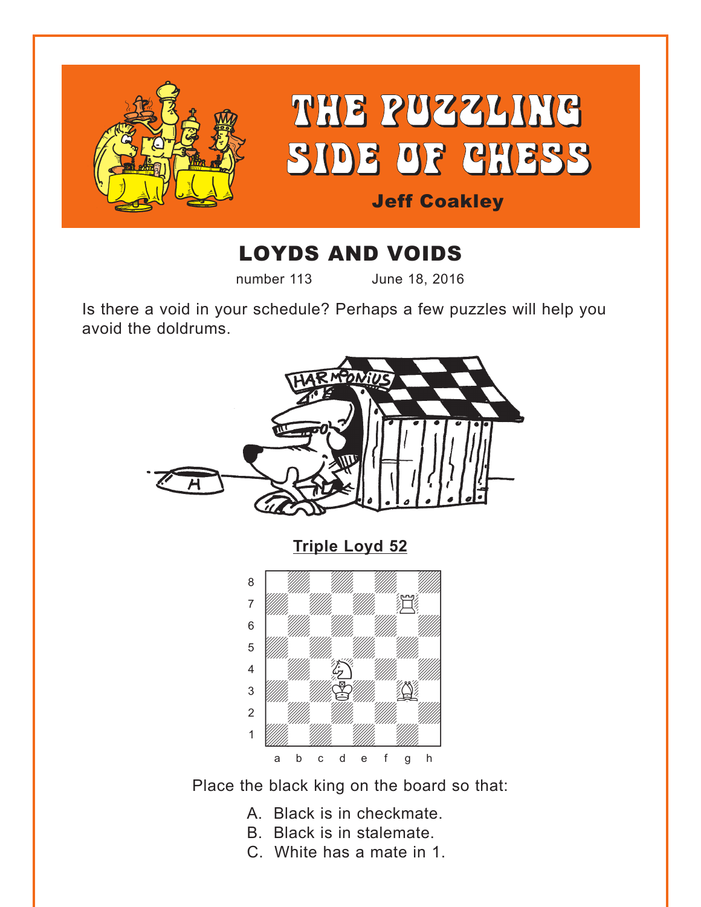# THE PUZZLING SIDE OF CHESS

**Jeff Coakley**

## LOYDS AND VOIDS

number 113 June 18, 2016

Is there a void in your schedule? Perhaps a few puzzles will help you avoid the doldrums.

**Triple Loyd 52**

Place the black king on the board so that:

A. Black is in checkmate.
B. Black is in stalemate.
C. White has a mate in 1.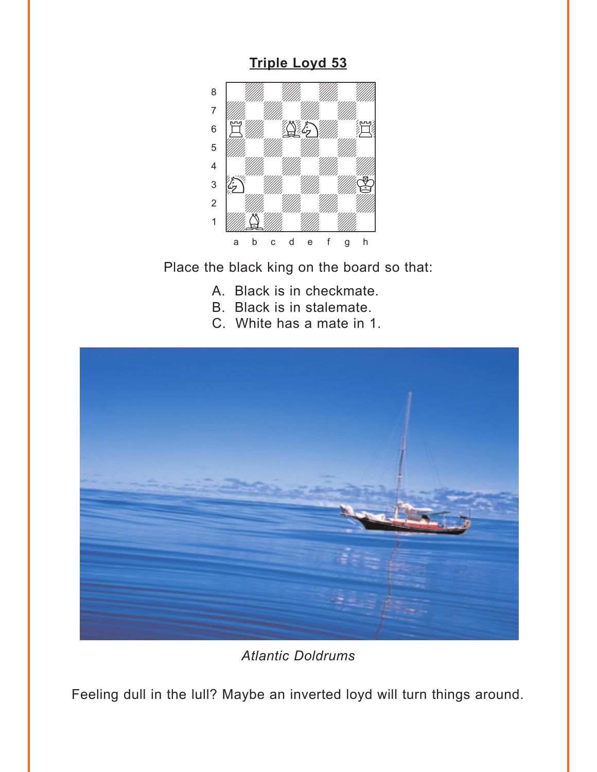## Triple Loyd 53

Place the black king on the board so that:

A. Black is in checkmate.
B. Black is in stalemate.
C. White has a mate in 1.

*Atlantic Doldrums*

Feeling dull in the lull? Maybe an inverted loyd will turn things around.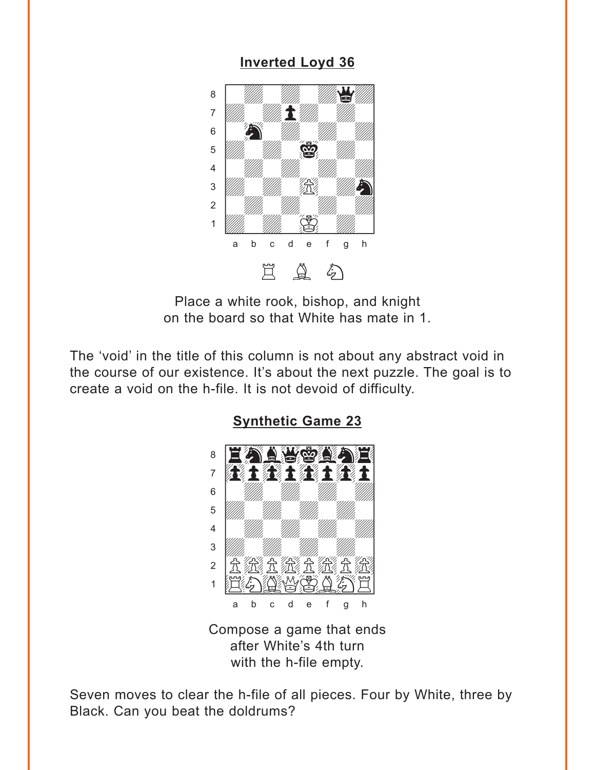**Inverted Loyd 36**

Place a white rook, bishop, and knight on the board so that White has mate in 1.

The 'void' in the title of this column is not about any abstract void in the course of our existence. It's about the next puzzle. The goal is to create a void on the h-file. It is not devoid of difficulty.

**Synthetic Game 23**

Compose a game that ends after White's 4th turn with the h-file empty.

Seven moves to clear the h-file of all pieces. Four by White, three by Black. Can you beat the doldrums?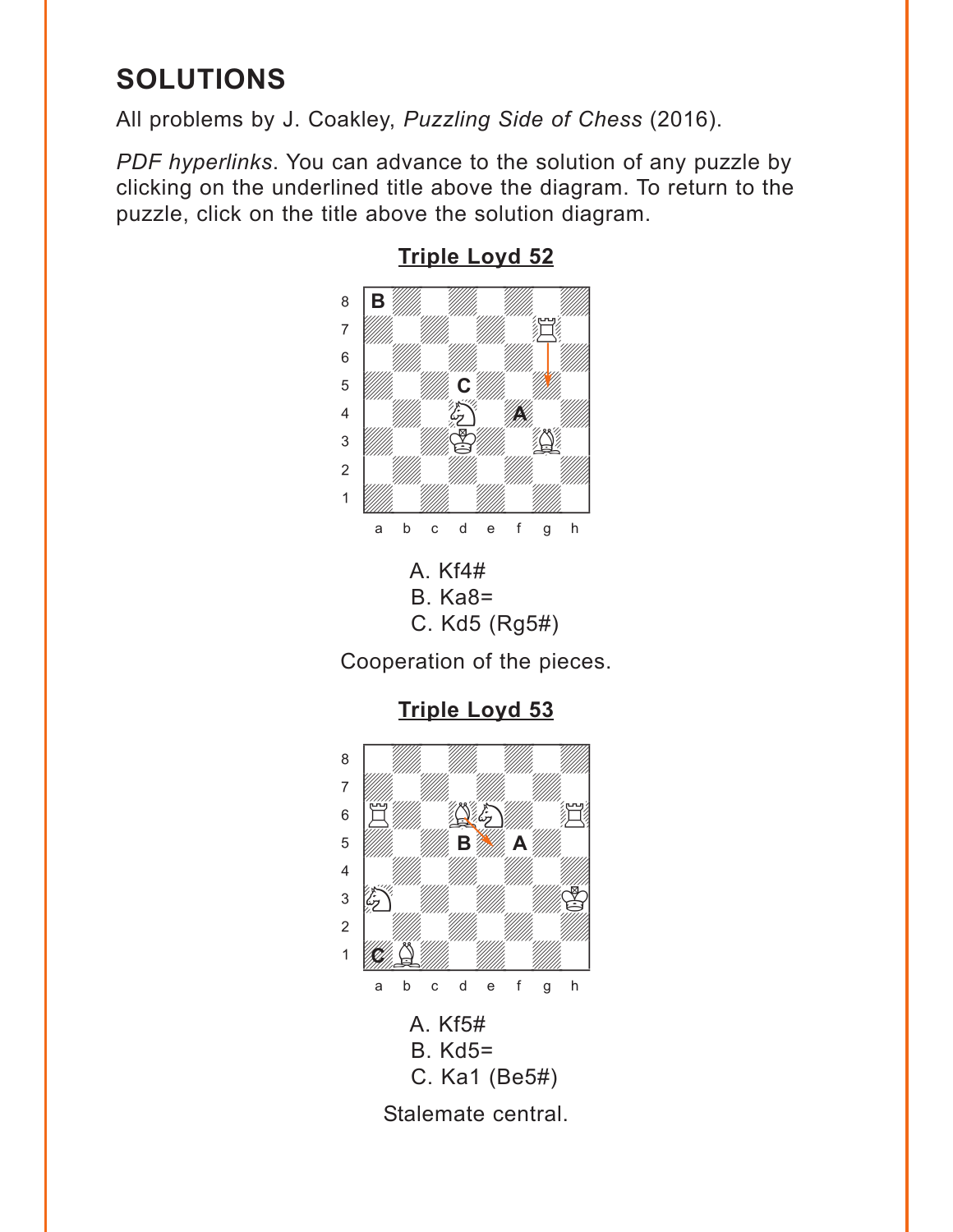# SOLUTIONS

All problems by J. Coakley, *Puzzling Side of Chess* (2016).

*PDF hyperlinks*. You can advance to the solution of any puzzle by clicking on the underlined title above the diagram. To return to the puzzle, click on the title above the solution diagram.

**Triple Loyd 52**

A. Kf4#
B. Ka8=
C. Kd5 (Rg5#)

Cooperation of the pieces.

**Triple Loyd 53**

A. Kf5#
B. Kd5=
C. Ka1 (Be5#)

Stalemate central.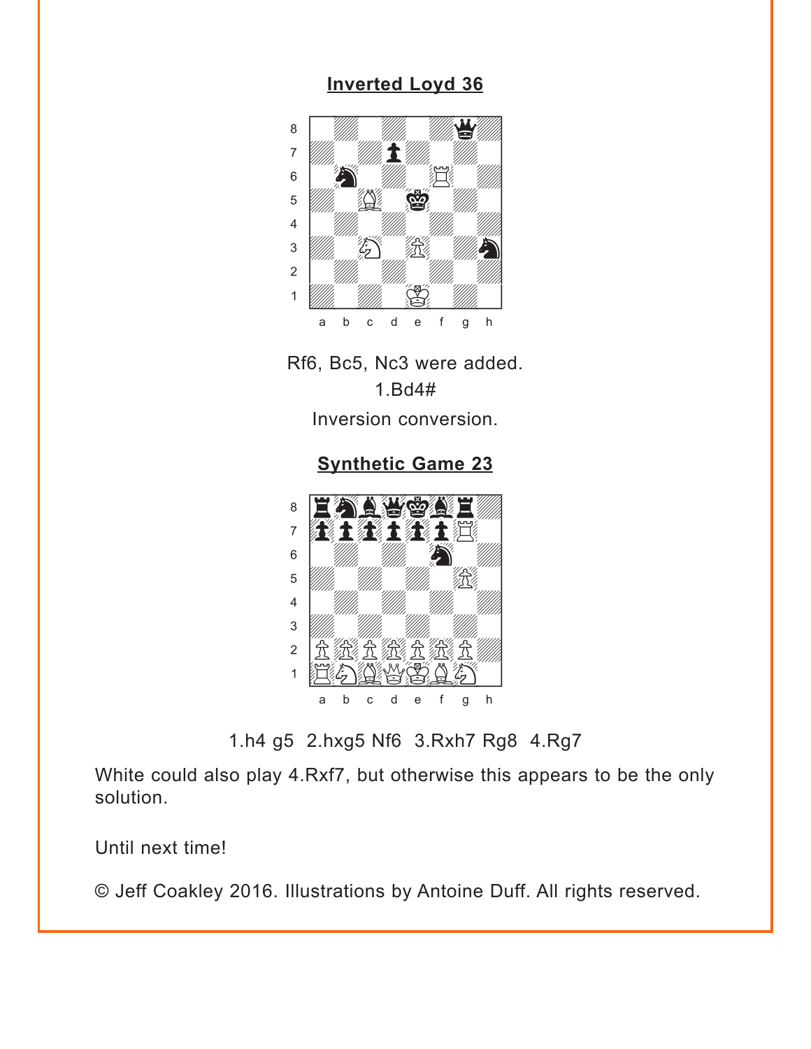## Inverted Loyd 36

Rf6, Bc5, Nc3 were added.

1.Bd4#

Inversion conversion.

## Synthetic Game 23

1.h4 g5 2.hxg5 Nf6 3.Rxh7 Rg8 4.Rg7

White could also play 4.Rxf7, but otherwise this appears to be the only solution.

Until next time!

© Jeff Coakley 2016. Illustrations by Antoine Duff. All rights reserved.